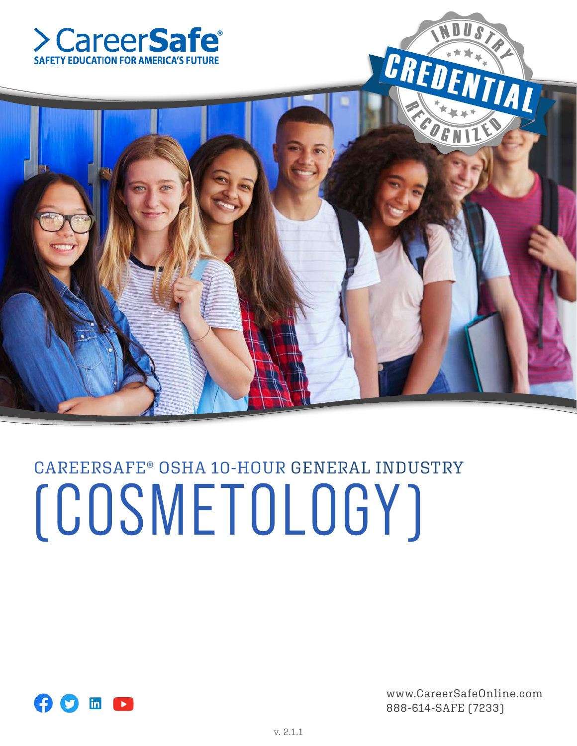CareerSafe®

SAFETY EDUCATION FOR AMERICA'S FUTURE

INDUSTRY CREDENTIAL RECOGNIZED

# CAREERSAFE® OSHA 10-HOUR GENERAL INDUSTRY (COSMETOLOGY)

www.CareerSafeOnline.com
888-614-SAFE (7233)

v. 2.1.1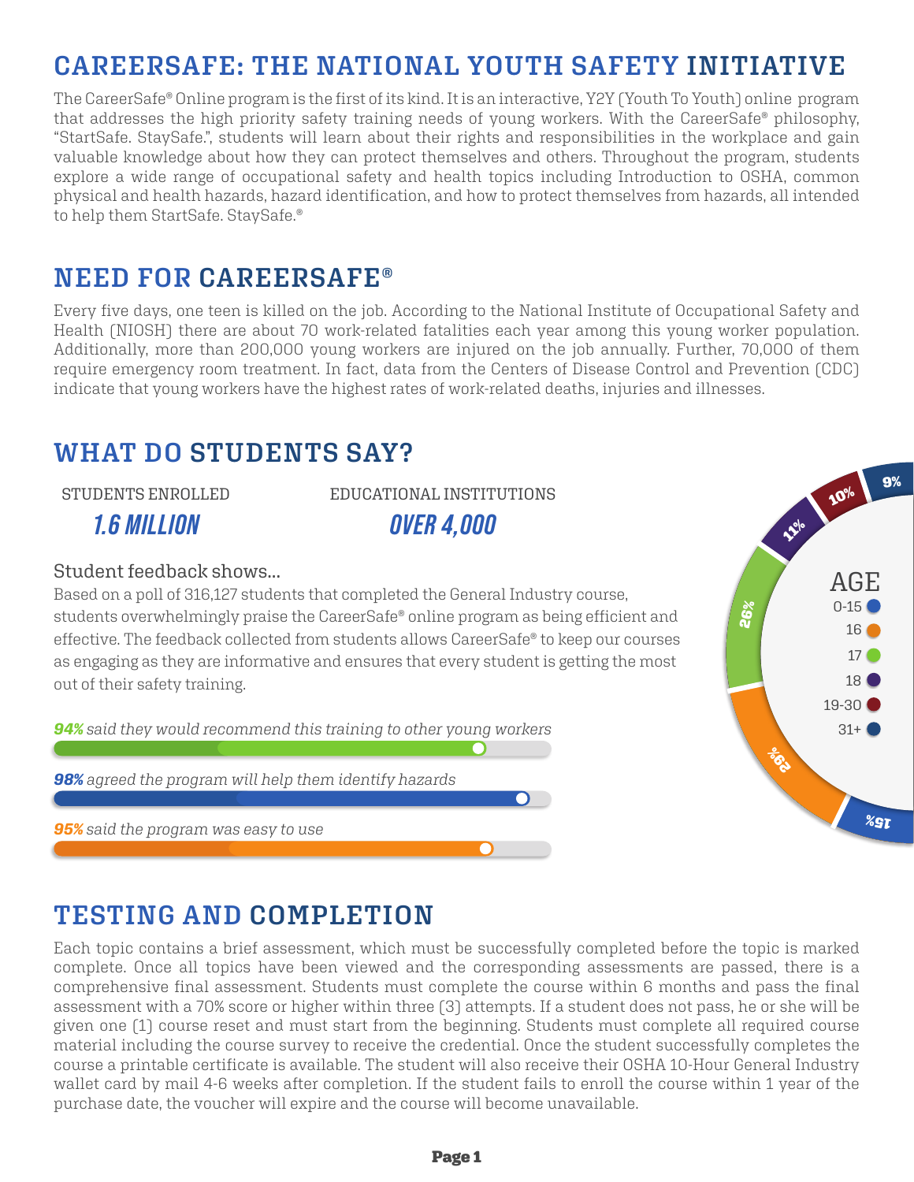# CAREERSAFE: THE NATIONAL YOUTH SAFETY INITIATIVE

The CareerSafe® Online program is the first of its kind. It is an interactive, Y2Y (Youth To Youth) online program that addresses the high priority safety training needs of young workers. With the CareerSafe® philosophy, "StartSafe. StaySafe.", students will learn about their rights and responsibilities in the workplace and gain valuable knowledge about how they can protect themselves and others. Throughout the program, students explore a wide range of occupational safety and health topics including Introduction to OSHA, common physical and health hazards, hazard identification, and how to protect themselves from hazards, all intended to help them StartSafe. StaySafe.®

## NEED FOR CAREERSAFE®

Every five days, one teen is killed on the job. According to the National Institute of Occupational Safety and Health (NIOSH) there are about 70 work-related fatalities each year among this young worker population. Additionally, more than 200,000 young workers are injured on the job annually. Further, 70,000 of them require emergency room treatment. In fact, data from the Centers of Disease Control and Prevention (CDC) indicate that young workers have the highest rates of work-related deaths, injuries and illnesses.

## WHAT DO STUDENTS SAY?

STUDENTS ENROLLED
***1.6 MILLION***

EDUCATIONAL INSTITUTIONS
***OVER 4,000***

Student feedback shows...

Based on a poll of 316,127 students that completed the General Industry course, students overwhelmingly praise the CareerSafe® online program as being efficient and effective. The feedback collected from students allows CareerSafe® to keep our courses as engaging as they are informative and ensures that every student is getting the most out of their safety training.

***94%*** *said they would recommend this training to other young workers*

***98%*** *agreed the program will help them identify hazards*

***95%*** *said the program was easy to use*

| AGE | % |
|---|---|
| 0-15 | 15% |
| 16 | 29% |
| 17 | 26% |
| 18 | 11% |
| 19-30 | 10% |
| 31+ | 9% |

## TESTING AND COMPLETION

Each topic contains a brief assessment, which must be successfully completed before the topic is marked complete. Once all topics have been viewed and the corresponding assessments are passed, there is a comprehensive final assessment. Students must complete the course within 6 months and pass the final assessment with a 70% score or higher within three (3) attempts. If a student does not pass, he or she will be given one (1) course reset and must start from the beginning. Students must complete all required course material including the course survey to receive the credential. Once the student successfully completes the course a printable certificate is available. The student will also receive their OSHA 10-Hour General Industry wallet card by mail 4-6 weeks after completion. If the student fails to enroll the course within 1 year of the purchase date, the voucher will expire and the course will become unavailable.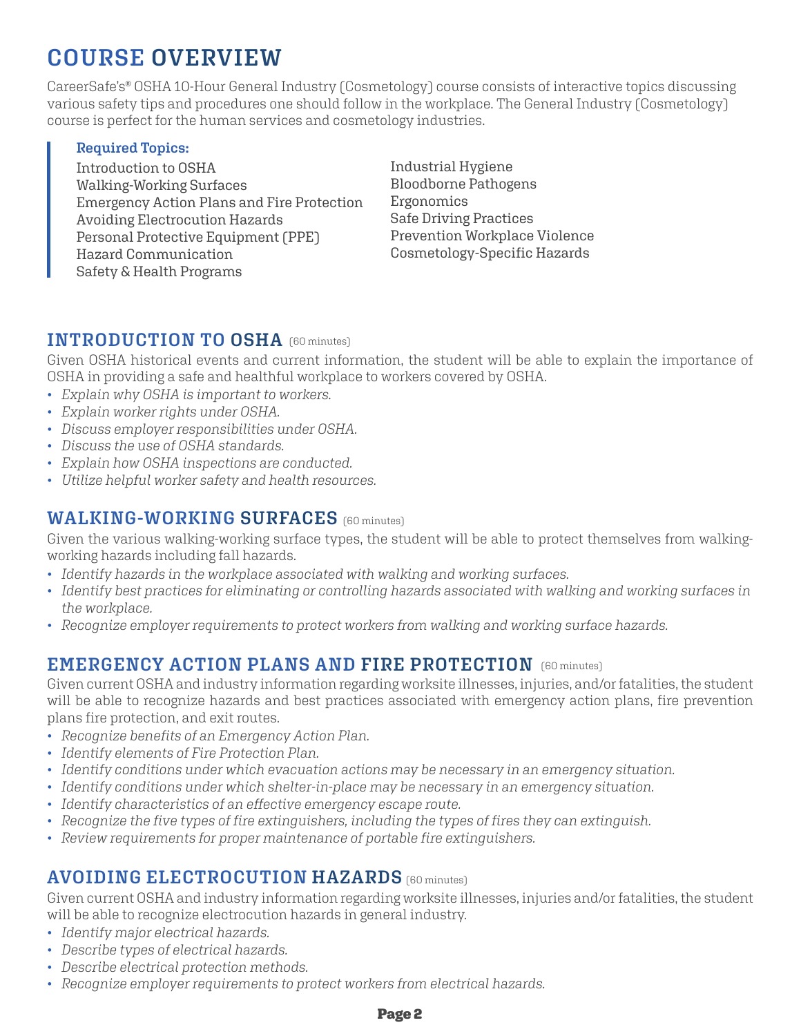# COURSE OVERVIEW

CareerSafe's® OSHA 10-Hour General Industry (Cosmetology) course consists of interactive topics discussing various safety tips and procedures one should follow in the workplace. The General Industry (Cosmetology) course is perfect for the human services and cosmetology industries.

**Required Topics:**

Introduction to OSHA
Walking-Working Surfaces
Emergency Action Plans and Fire Protection
Avoiding Electrocution Hazards
Personal Protective Equipment (PPE)
Hazard Communication
Safety & Health Programs
Industrial Hygiene
Bloodborne Pathogens
Ergonomics
Safe Driving Practices
Prevention Workplace Violence
Cosmetology-Specific Hazards

## INTRODUCTION TO OSHA (60 minutes)

Given OSHA historical events and current information, the student will be able to explain the importance of OSHA in providing a safe and healthful workplace to workers covered by OSHA.

- *Explain why OSHA is important to workers.*
- *Explain worker rights under OSHA.*
- *Discuss employer responsibilities under OSHA.*
- *Discuss the use of OSHA standards.*
- *Explain how OSHA inspections are conducted.*
- *Utilize helpful worker safety and health resources.*

## WALKING-WORKING SURFACES (60 minutes)

Given the various walking-working surface types, the student will be able to protect themselves from walking-working hazards including fall hazards.

- *Identify hazards in the workplace associated with walking and working surfaces.*
- *Identify best practices for eliminating or controlling hazards associated with walking and working surfaces in the workplace.*
- *Recognize employer requirements to protect workers from walking and working surface hazards.*

## EMERGENCY ACTION PLANS AND FIRE PROTECTION (60 minutes)

Given current OSHA and industry information regarding worksite illnesses, injuries, and/or fatalities, the student will be able to recognize hazards and best practices associated with emergency action plans, fire prevention plans fire protection, and exit routes.

- *Recognize benefits of an Emergency Action Plan.*
- *Identify elements of Fire Protection Plan.*
- *Identify conditions under which evacuation actions may be necessary in an emergency situation.*
- *Identify conditions under which shelter-in-place may be necessary in an emergency situation.*
- *Identify characteristics of an effective emergency escape route.*
- *Recognize the five types of fire extinguishers, including the types of fires they can extinguish.*
- *Review requirements for proper maintenance of portable fire extinguishers.*

## AVOIDING ELECTROCUTION HAZARDS (60 minutes)

Given current OSHA and industry information regarding worksite illnesses, injuries and/or fatalities, the student will be able to recognize electrocution hazards in general industry.

- *Identify major electrical hazards.*
- *Describe types of electrical hazards.*
- *Describe electrical protection methods.*
- *Recognize employer requirements to protect workers from electrical hazards.*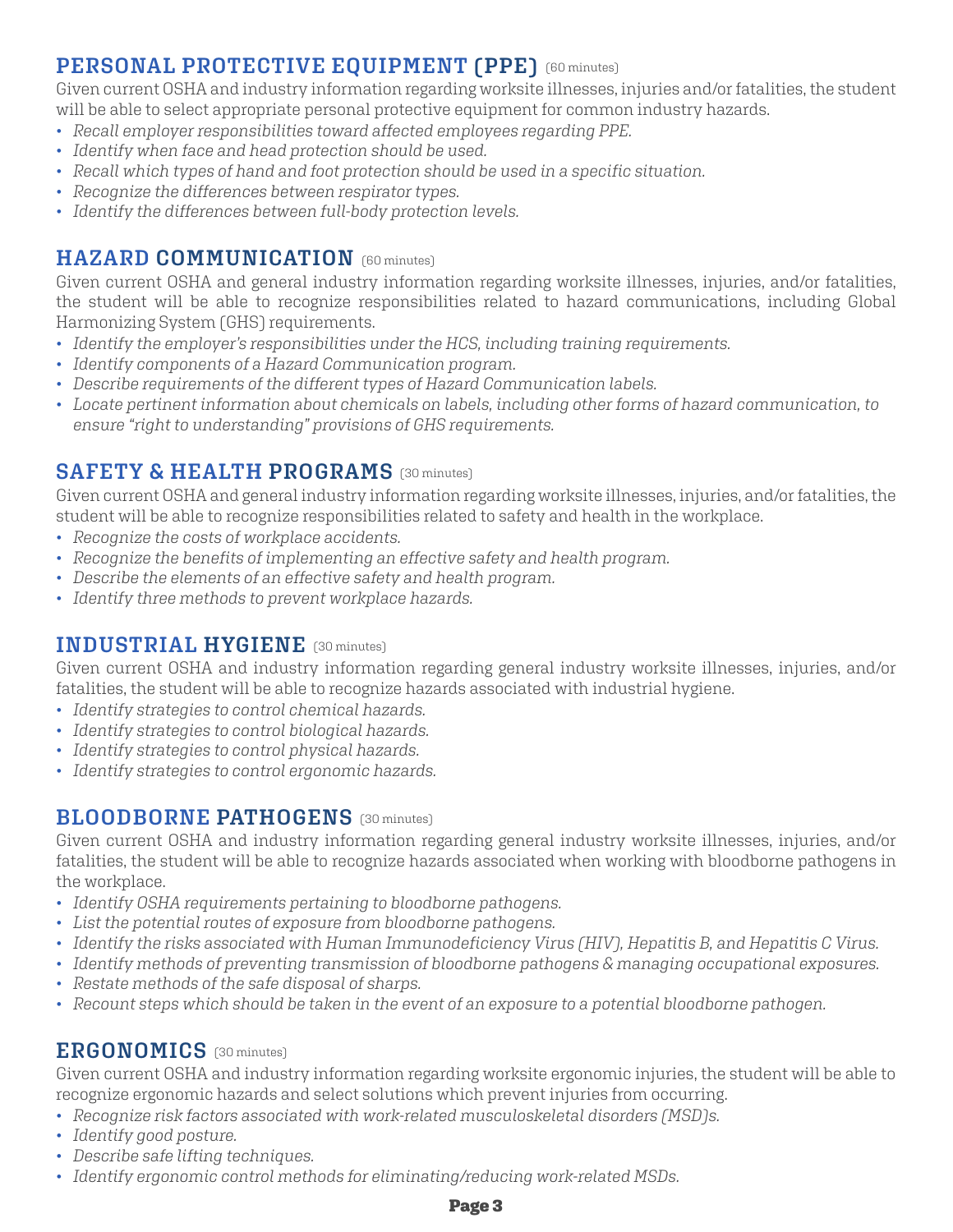## PERSONAL PROTECTIVE EQUIPMENT (PPE) (60 minutes)

Given current OSHA and industry information regarding worksite illnesses, injuries and/or fatalities, the student will be able to select appropriate personal protective equipment for common industry hazards.

- *Recall employer responsibilities toward affected employees regarding PPE.*
- *Identify when face and head protection should be used.*
- *Recall which types of hand and foot protection should be used in a specific situation.*
- *Recognize the differences between respirator types.*
- *Identify the differences between full-body protection levels.*

## HAZARD COMMUNICATION (60 minutes)

Given current OSHA and general industry information regarding worksite illnesses, injuries, and/or fatalities, the student will be able to recognize responsibilities related to hazard communications, including Global Harmonizing System (GHS) requirements.

- *Identify the employer's responsibilities under the HCS, including training requirements.*
- *Identify components of a Hazard Communication program.*
- *Describe requirements of the different types of Hazard Communication labels.*
- *Locate pertinent information about chemicals on labels, including other forms of hazard communication, to ensure "right to understanding" provisions of GHS requirements.*

## SAFETY & HEALTH PROGRAMS (30 minutes)

Given current OSHA and general industry information regarding worksite illnesses, injuries, and/or fatalities, the student will be able to recognize responsibilities related to safety and health in the workplace.

- *Recognize the costs of workplace accidents.*
- *Recognize the benefits of implementing an effective safety and health program.*
- *Describe the elements of an effective safety and health program.*
- *Identify three methods to prevent workplace hazards.*

## INDUSTRIAL HYGIENE (30 minutes)

Given current OSHA and industry information regarding general industry worksite illnesses, injuries, and/or fatalities, the student will be able to recognize hazards associated with industrial hygiene.

- *Identify strategies to control chemical hazards.*
- *Identify strategies to control biological hazards.*
- *Identify strategies to control physical hazards.*
- *Identify strategies to control ergonomic hazards.*

## BLOODBORNE PATHOGENS (30 minutes)

Given current OSHA and industry information regarding general industry worksite illnesses, injuries, and/or fatalities, the student will be able to recognize hazards associated when working with bloodborne pathogens in the workplace.

- *Identify OSHA requirements pertaining to bloodborne pathogens.*
- *List the potential routes of exposure from bloodborne pathogens.*
- *Identify the risks associated with Human Immunodeficiency Virus (HIV), Hepatitis B, and Hepatitis C Virus.*
- *Identify methods of preventing transmission of bloodborne pathogens & managing occupational exposures.*
- *Restate methods of the safe disposal of sharps.*
- *Recount steps which should be taken in the event of an exposure to a potential bloodborne pathogen.*

## ERGONOMICS (30 minutes)

Given current OSHA and industry information regarding worksite ergonomic injuries, the student will be able to recognize ergonomic hazards and select solutions which prevent injuries from occurring.

- *Recognize risk factors associated with work-related musculoskeletal disorders (MSD)s.*
- *Identify good posture.*
- *Describe safe lifting techniques.*
- *Identify ergonomic control methods for eliminating/reducing work-related MSDs.*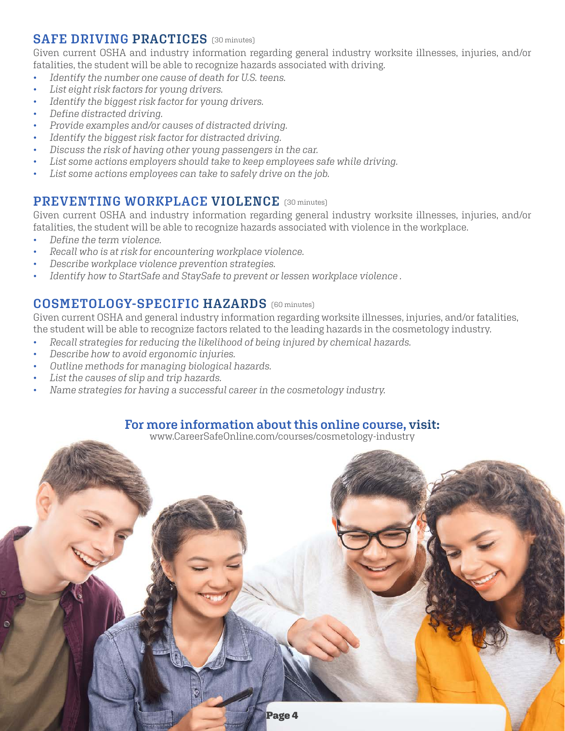## SAFE DRIVING PRACTICES (30 minutes)

Given current OSHA and industry information regarding general industry worksite illnesses, injuries, and/or fatalities, the student will be able to recognize hazards associated with driving.

- *Identify the number one cause of death for U.S. teens.*
- *List eight risk factors for young drivers.*
- *Identify the biggest risk factor for young drivers.*
- *Define distracted driving.*
- *Provide examples and/or causes of distracted driving.*
- *Identify the biggest risk factor for distracted driving.*
- *Discuss the risk of having other young passengers in the car.*
- *List some actions employers should take to keep employees safe while driving.*
- *List some actions employees can take to safely drive on the job.*

## PREVENTING WORKPLACE VIOLENCE (30 minutes)

Given current OSHA and industry information regarding general industry worksite illnesses, injuries, and/or fatalities, the student will be able to recognize hazards associated with violence in the workplace.

- *Define the term violence.*
- *Recall who is at risk for encountering workplace violence.*
- *Describe workplace violence prevention strategies.*
- *Identify how to StartSafe and StaySafe to prevent or lessen workplace violence .*

## COSMETOLOGY-SPECIFIC HAZARDS (60 minutes)

Given current OSHA and general industry information regarding worksite illnesses, injuries, and/or fatalities, the student will be able to recognize factors related to the leading hazards in the cosmetology industry.

- *Recall strategies for reducing the likelihood of being injured by chemical hazards.*
- *Describe how to avoid ergonomic injuries.*
- *Outline methods for managing biological hazards.*
- *List the causes of slip and trip hazards.*
- *Name strategies for having a successful career in the cosmetology industry.*

**For more information about this online course, visit:**

www.CareerSafeOnline.com/courses/cosmetology-industry